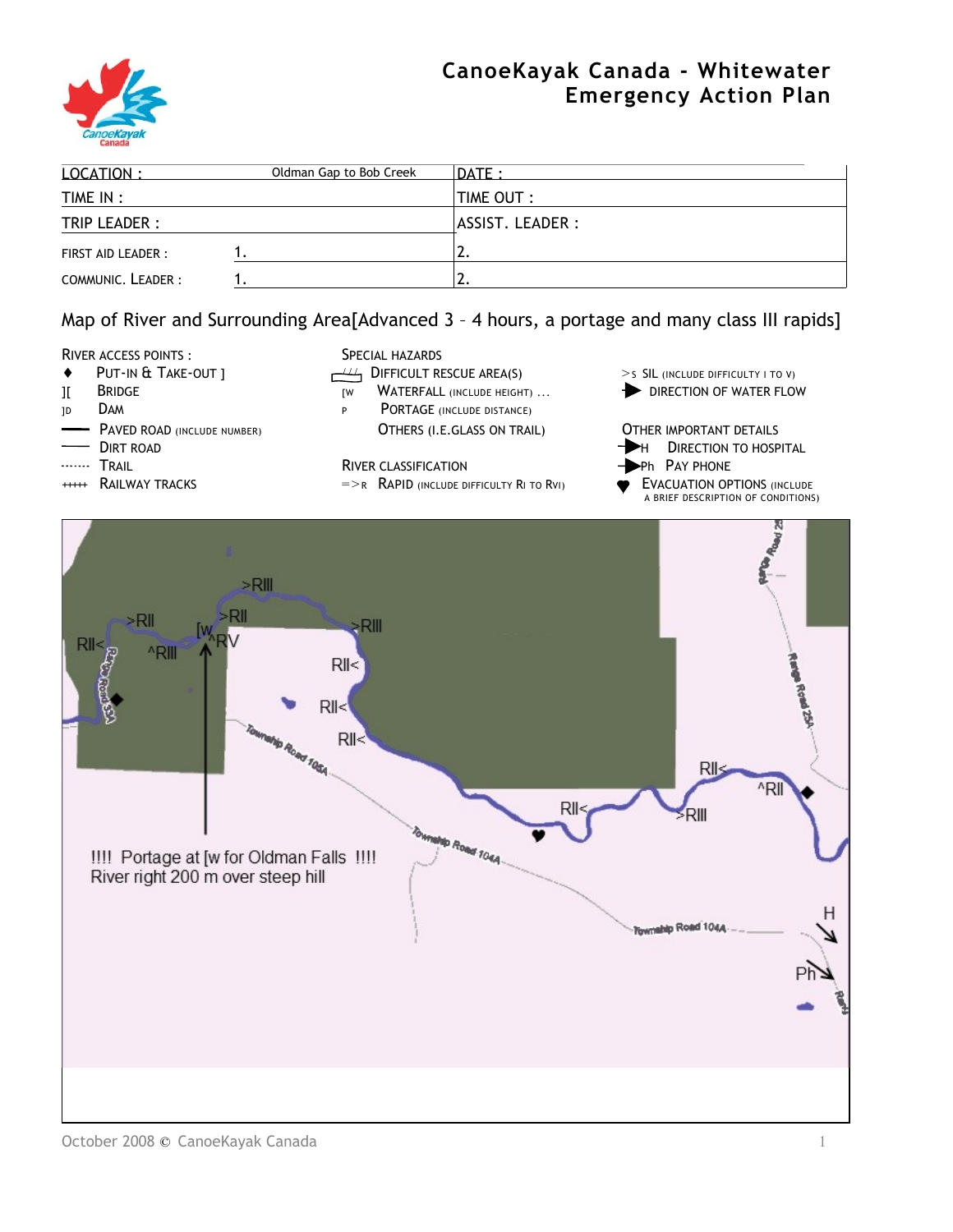# CanoeKayak Canada - Whitewater Emergency Action Plan

| LOCATION : Oldman Gap to Bob Creek | DATE : |
|---|---|
| TIME IN : | TIME OUT : |
| TRIP LEADER : | ASSIST. LEADER : |
| FIRST AID LEADER : 1. | 2. |
| COMMUNIC. LEADER : 1. | 2. |

## Map of River and Surrounding Area[Advanced 3 – 4 hours, a portage and many class III rapids]

**RIVER ACCESS POINTS :**

- ♦ PUT-IN & TAKE-OUT ]
- ][ BRIDGE
- ]D DAM
- PAVED ROAD (INCLUDE NUMBER)
- DIRT ROAD
- ······· TRAIL
- +++++ RAILWAY TRACKS

**SPECIAL HAZARDS**

- DIFFICULT RESCUE AREA(S)
- [W WATERFALL (INCLUDE HEIGHT) ...
- P PORTAGE (INCLUDE DISTANCE)
- OTHERS (I.E.GLASS ON TRAIL)

**RIVER CLASSIFICATION**

- =>R RAPID (INCLUDE DIFFICULTY RI TO RVI)

- >S SIL (INCLUDE DIFFICULTY I TO V)
- DIRECTION OF WATER FLOW

**OTHER IMPORTANT DETAILS**

- H DIRECTION TO HOSPITAL
- Ph PAY PHONE
- ♥ EVACUATION OPTIONS (INCLUDE A BRIEF DESCRIPTION OF CONDITIONS)

RII< >RII ^RIII [w ^RV >RII >RIII >RIII RII< RII< RII< RII< RII< >RIII ^RII

Range Road 33A · Township Road 105A · Township Road 104A · Range Road 25 · Range Road 25A

!!!! Portage at [w for Oldman Falls !!!!
River right 200 m over steep hill

H · Ph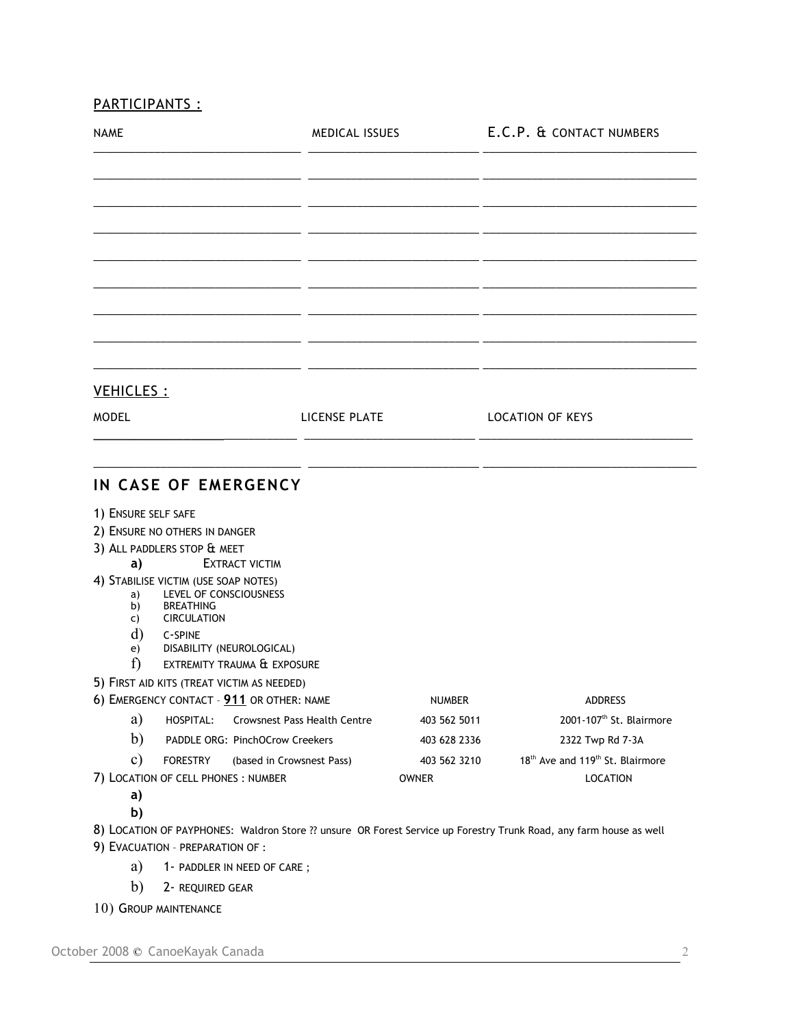PARTICIPANTS :

| NAME | MEDICAL ISSUES | E.C.P. & CONTACT NUMBERS |
|---|---|---|
| | | |
| | | |
| | | |
| | | |
| | | |
| | | |
| | | |
| | | |
| | | |

VEHICLES :

| MODEL | LICENSE PLATE | LOCATION OF KEYS |
|---|---|---|
| | | |
| | | |

## IN CASE OF EMERGENCY

1) ENSURE SELF SAFE
2) ENSURE NO OTHERS IN DANGER
3) ALL PADDLERS STOP & MEET
   - **a)** EXTRACT VICTIM
4) STABILISE VICTIM (USE SOAP NOTES)
   - a) LEVEL OF CONSCIOUSNESS
   - b) BREATHING
   - c) CIRCULATION
   - d) C-SPINE
   - e) DISABILITY (NEUROLOGICAL)
   - f) EXTREMITY TRAUMA & EXPOSURE
5) FIRST AID KITS (TREAT VICTIM AS NEEDED)
6) EMERGENCY CONTACT – **911** OR OTHER:

| | NAME | NUMBER | ADDRESS |
|---|---|---|---|
| a) | HOSPITAL: Crowsnest Pass Health Centre | 403 562 5011 | 2001-107th St. Blairmore |
| b) | PADDLE ORG: PinchOCrow Creekers | 403 628 2336 | 2322 Twp Rd 7-3A |
| c) | FORESTRY (based in Crowsnest Pass) | 403 562 3210 | 18th Ave and 119th St. Blairmore |

7) LOCATION OF CELL PHONES :

| | NUMBER | OWNER | LOCATION |
|---|---|---|---|
| **a)** | | | |
| **b)** | | | |

8) LOCATION OF PAYPHONES: Waldron Store ?? unsure OR Forest Service up Forestry Trunk Road, any farm house as well
9) EVACUATION – PREPARATION OF :
   - a) 1- PADDLER IN NEED OF CARE ;
   - b) 2- REQUIRED GEAR
10) GROUP MAINTENANCE

October 2008 © CanoeKayak Canada